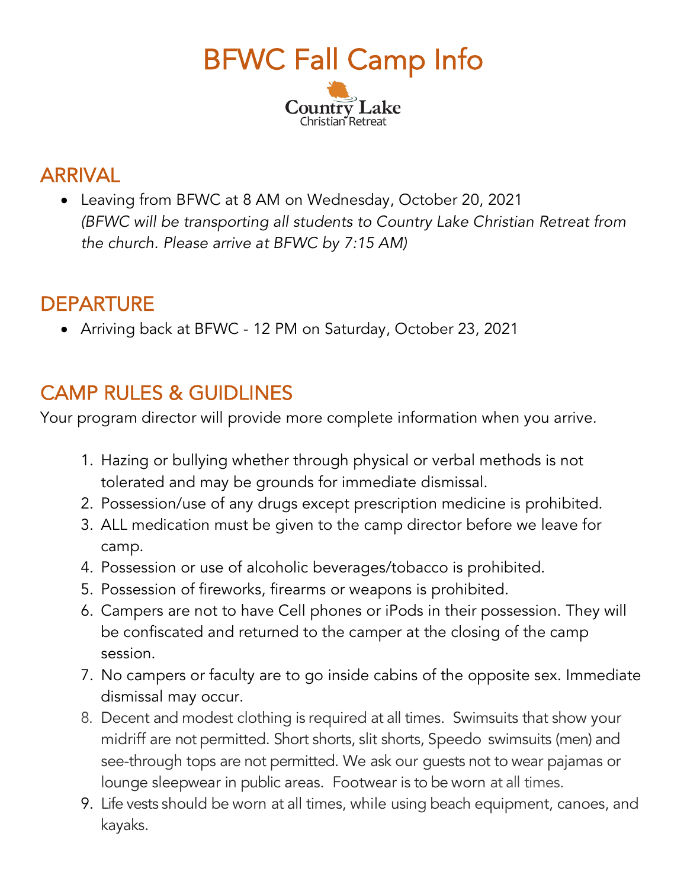# BFWC Fall Camp Info

Country Lake
Christian Retreat

## ARRIVAL

- Leaving from BFWC at 8 AM on Wednesday, October 20, 2021
  *(BFWC will be transporting all students to Country Lake Christian Retreat from the church. Please arrive at BFWC by 7:15 AM)*

## DEPARTURE

- Arriving back at BFWC - 12 PM on Saturday, October 23, 2021

## CAMP RULES & GUIDLINES

Your program director will provide more complete information when you arrive.

1. Hazing or bullying whether through physical or verbal methods is not tolerated and may be grounds for immediate dismissal.
2. Possession/use of any drugs except prescription medicine is prohibited.
3. ALL medication must be given to the camp director before we leave for camp.
4. Possession or use of alcoholic beverages/tobacco is prohibited.
5. Possession of fireworks, firearms or weapons is prohibited.
6. Campers are not to have Cell phones or iPods in their possession. They will be confiscated and returned to the camper at the closing of the camp session.
7. No campers or faculty are to go inside cabins of the opposite sex. Immediate dismissal may occur.
8. Decent and modest clothing is required at all times. Swimsuits that show your midriff are not permitted. Short shorts, slit shorts, Speedo swimsuits (men) and see-through tops are not permitted. We ask our guests not to wear pajamas or lounge sleepwear in public areas. Footwear is to be worn at all times.
9. Life vests should be worn at all times, while using beach equipment, canoes, and kayaks.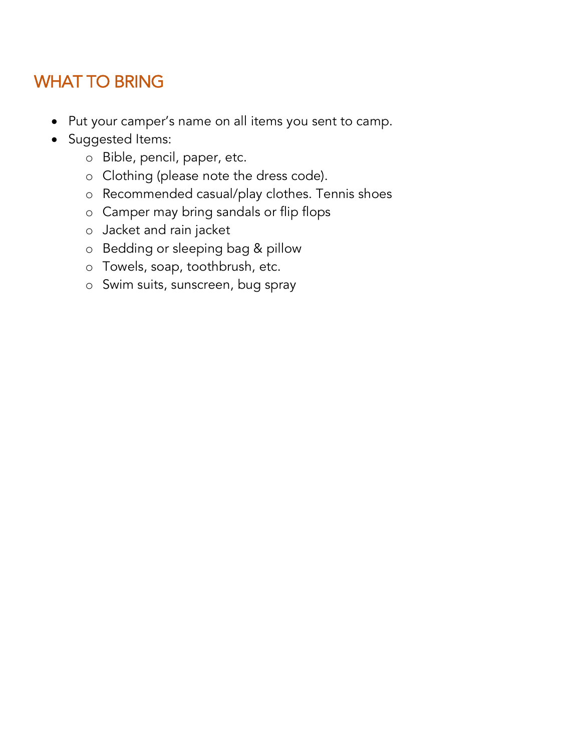## WHAT TO BRING

- Put your camper's name on all items you sent to camp.
- Suggested Items:
  - Bible, pencil, paper, etc.
  - Clothing (please note the dress code).
  - Recommended casual/play clothes. Tennis shoes
  - Camper may bring sandals or flip flops
  - Jacket and rain jacket
  - Bedding or sleeping bag & pillow
  - Towels, soap, toothbrush, etc.
  - Swim suits, sunscreen, bug spray